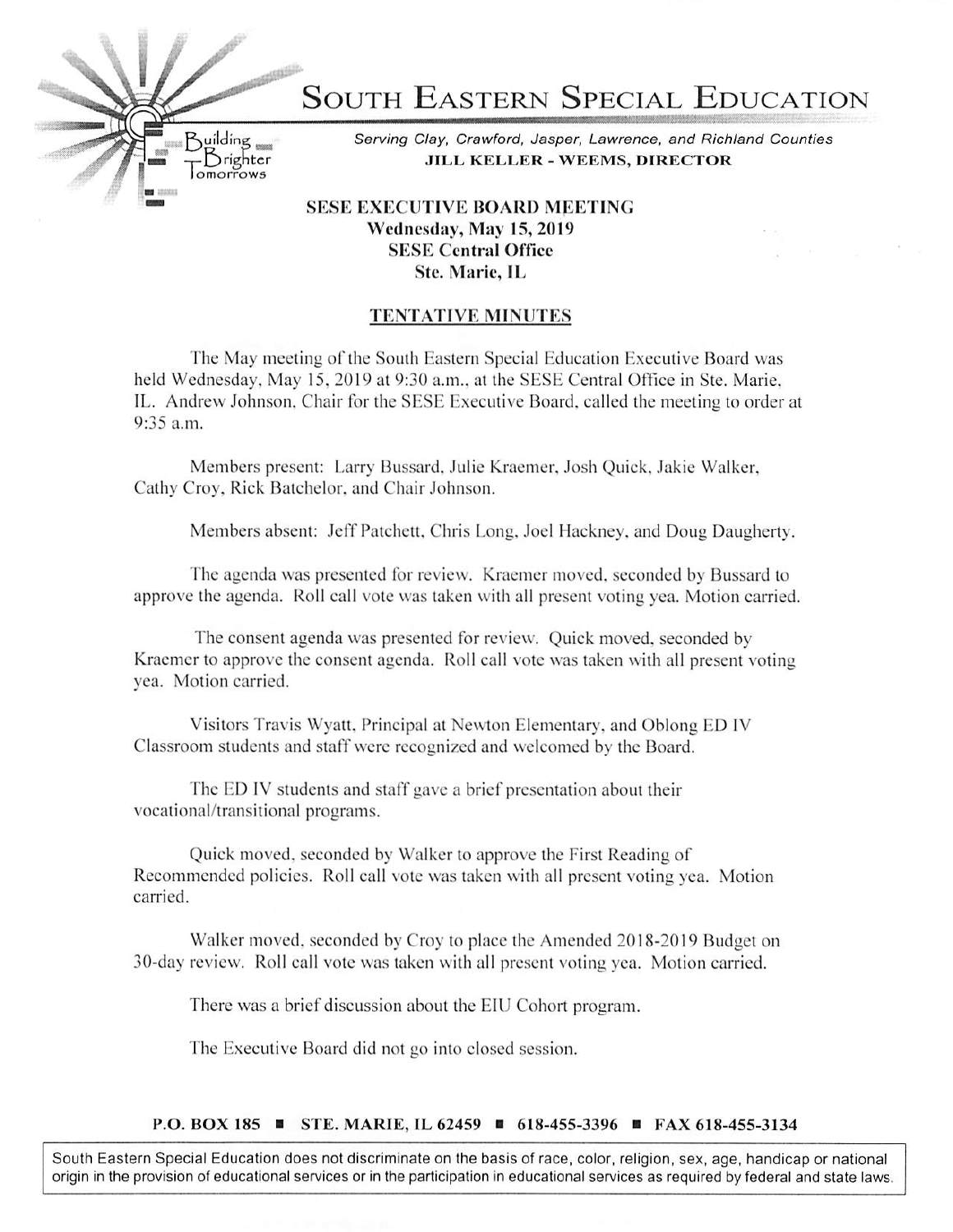# SOUTH EASTERN SPECIAL EDUCATION

Building Brighter Tomorrows

*Serving Clay, Crawford, Jasper, Lawrence, and Richland Counties*

**JILL KELLER - WEEMS, DIRECTOR**

**SESE EXECUTIVE BOARD MEETING**
**Wednesday, May 15, 2019**
**SESE Central Office**
**Ste. Marie, IL**

## TENTATIVE MINUTES

The May meeting of the South Eastern Special Education Executive Board was held Wednesday, May 15, 2019 at 9:30 a.m., at the SESE Central Office in Ste. Marie, IL. Andrew Johnson, Chair for the SESE Executive Board, called the meeting to order at 9:35 a.m.

Members present: Larry Bussard, Julie Kraemer, Josh Quick, Jakie Walker, Cathy Croy, Rick Batchelor, and Chair Johnson.

Members absent: Jeff Patchett, Chris Long, Joel Hackney, and Doug Daugherty.

The agenda was presented for review. Kraemer moved, seconded by Bussard to approve the agenda. Roll call vote was taken with all present voting yea. Motion carried.

The consent agenda was presented for review. Quick moved, seconded by Kraemer to approve the consent agenda. Roll call vote was taken with all present voting yea. Motion carried.

Visitors Travis Wyatt, Principal at Newton Elementary, and Oblong ED IV Classroom students and staff were recognized and welcomed by the Board.

The ED IV students and staff gave a brief presentation about their vocational/transitional programs.

Quick moved, seconded by Walker to approve the First Reading of Recommended policies. Roll call vote was taken with all present voting yea. Motion carried.

Walker moved, seconded by Croy to place the Amended 2018-2019 Budget on 30-day review. Roll call vote was taken with all present voting yea. Motion carried.

There was a brief discussion about the EIU Cohort program.

The Executive Board did not go into closed session.

**P.O. BOX 185 ■ STE. MARIE, IL 62459 ■ 618-455-3396 ■ FAX 618-455-3134**

South Eastern Special Education does not discriminate on the basis of race, color, religion, sex, age, handicap or national origin in the provision of educational services or in the participation in educational services as required by federal and state laws.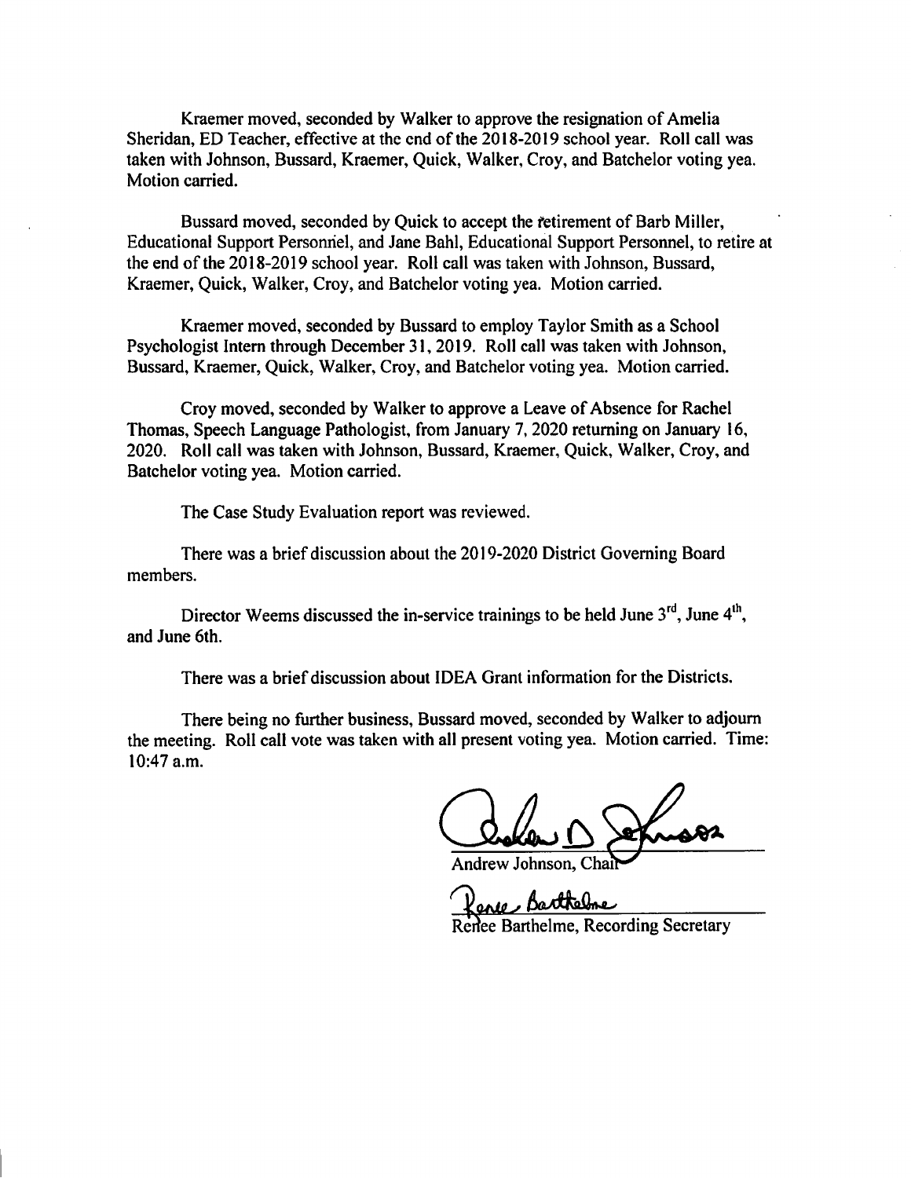Kraemer moved, seconded by Walker to approve the resignation of Amelia Sheridan, ED Teacher, effective at the end of the 2018-2019 school year. Roll call was taken with Johnson, Bussard, Kraemer, Quick, Walker, Croy, and Batchelor voting yea. Motion carried.

Bussard moved, seconded by Quick to accept the retirement of Barb Miller, Educational Support Personnel, and Jane Bahl, Educational Support Personnel, to retire at the end of the 2018-2019 school year. Roll call was taken with Johnson, Bussard, Kraemer, Quick, Walker, Croy, and Batchelor voting yea. Motion carried.

Kraemer moved, seconded by Bussard to employ Taylor Smith as a School Psychologist Intern through December 31, 2019. Roll call was taken with Johnson, Bussard, Kraemer, Quick, Walker, Croy, and Batchelor voting yea. Motion carried.

Croy moved, seconded by Walker to approve a Leave of Absence for Rachel Thomas, Speech Language Pathologist, from January 7, 2020 returning on January 16, 2020. Roll call was taken with Johnson, Bussard, Kraemer, Quick, Walker, Croy, and Batchelor voting yea. Motion carried.

The Case Study Evaluation report was reviewed.

There was a brief discussion about the 2019-2020 District Governing Board members.

Director Weems discussed the in-service trainings to be held June 3rd, June 4th, and June 6th.

There was a brief discussion about IDEA Grant information for the Districts.

There being no further business, Bussard moved, seconded by Walker to adjourn the meeting. Roll call vote was taken with all present voting yea. Motion carried. Time: 10:47 a.m.

Andrew Johnson, Chair

Renee Barthelme, Recording Secretary